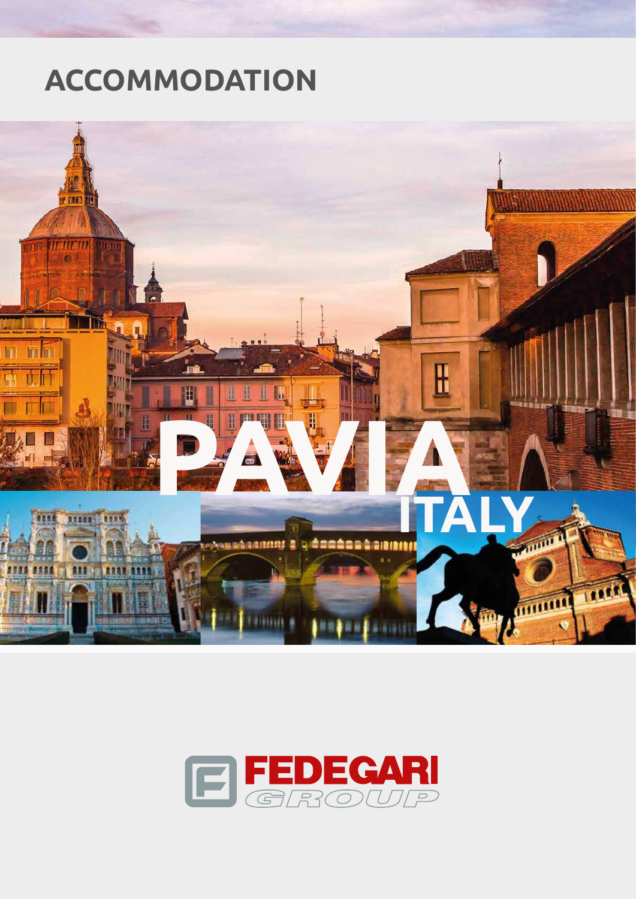# ACCOMMODATION

# PAVIA

## ITALY

FEDEGARI GROUP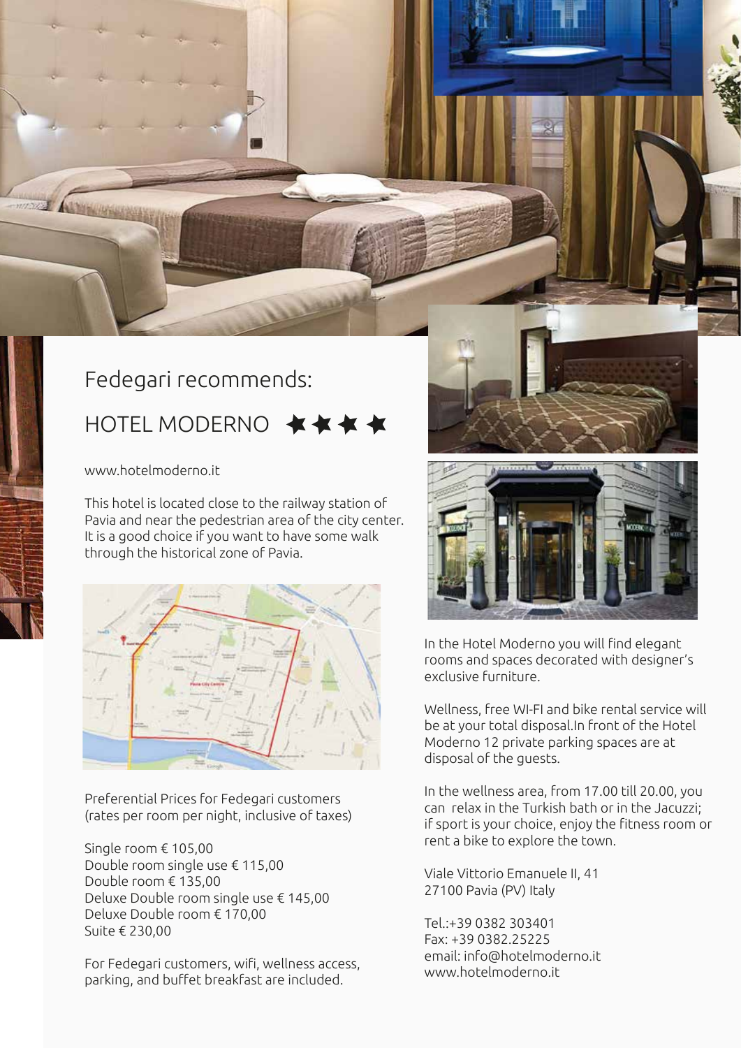Fedegari recommends:

## HOTEL MODERNO ★★★★

www.hotelmoderno.it

This hotel is located close to the railway station of Pavia and near the pedestrian area of the city center. It is a good choice if you want to have some walk through the historical zone of Pavia.

Preferential Prices for Fedegari customers (rates per room per night, inclusive of taxes)

Single room € 105,00
Double room single use € 115,00
Double room € 135,00
Deluxe Double room single use € 145,00
Deluxe Double room € 170,00
Suite € 230,00

For Fedegari customers, wifi, wellness access, parking, and buffet breakfast are included.

In the Hotel Moderno you will find elegant rooms and spaces decorated with designer's exclusive furniture.

Wellness, free WI-FI and bike rental service will be at your total disposal.In front of the Hotel Moderno 12 private parking spaces are at disposal of the guests.

In the wellness area, from 17.00 till 20.00, you can relax in the Turkish bath or in the Jacuzzi; if sport is your choice, enjoy the fitness room or rent a bike to explore the town.

Viale Vittorio Emanuele II, 41
27100 Pavia (PV) Italy

Tel.:+39 0382 303401
Fax: +39 0382.25225
email: info@hotelmoderno.it
www.hotelmoderno.it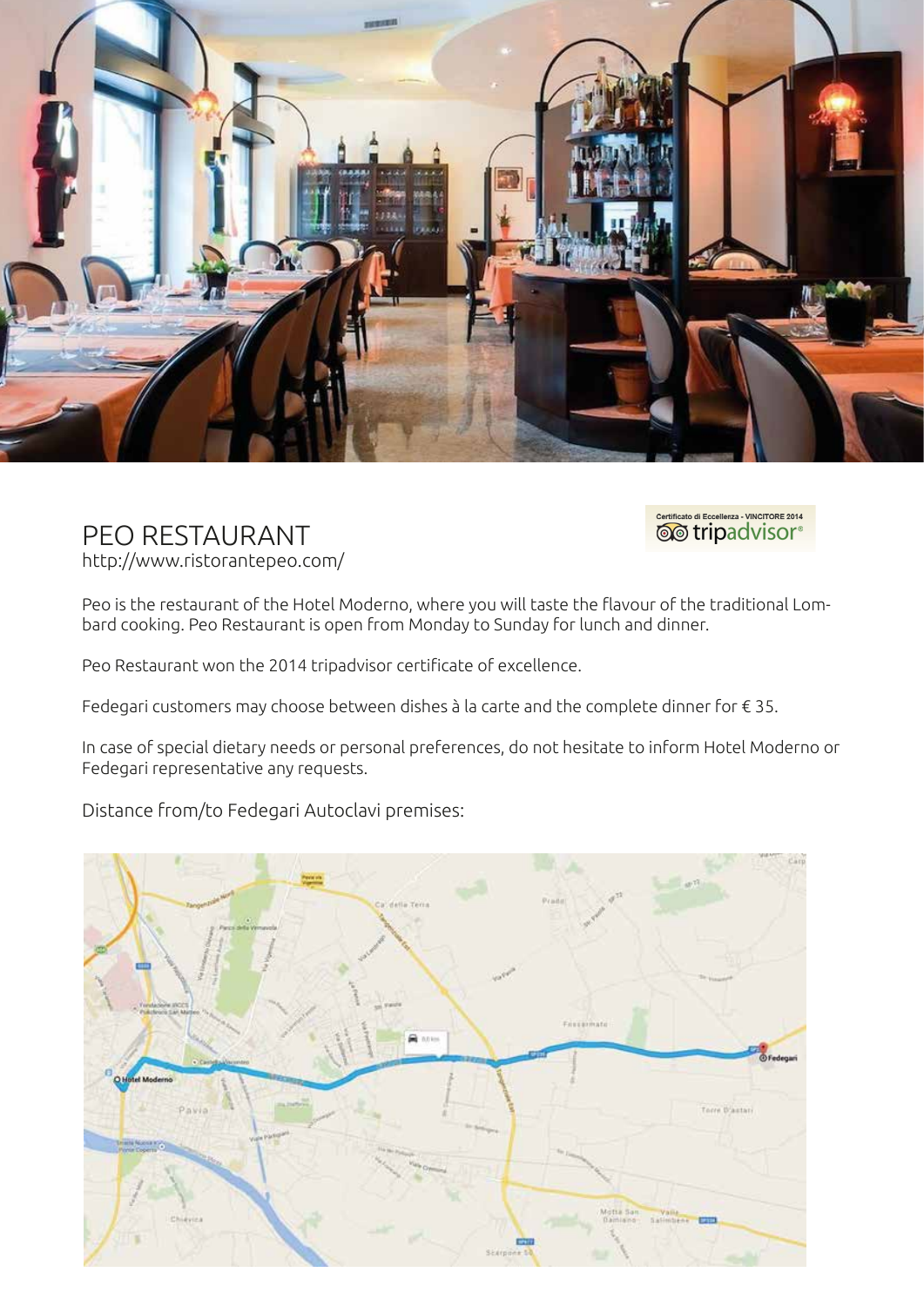# PEO RESTAURANT

http://www.ristorantepeo.com/

Peo is the restaurant of the Hotel Moderno, where you will taste the flavour of the traditional Lombard cooking. Peo Restaurant is open from Monday to Sunday for lunch and dinner.

Peo Restaurant won the 2014 tripadvisor certificate of excellence.

Fedegari customers may choose between dishes à la carte and the complete dinner for € 35.

In case of special dietary needs or personal preferences, do not hesitate to inform Hotel Moderno or Fedegari representative any requests.

Distance from/to Fedegari Autoclavi premises: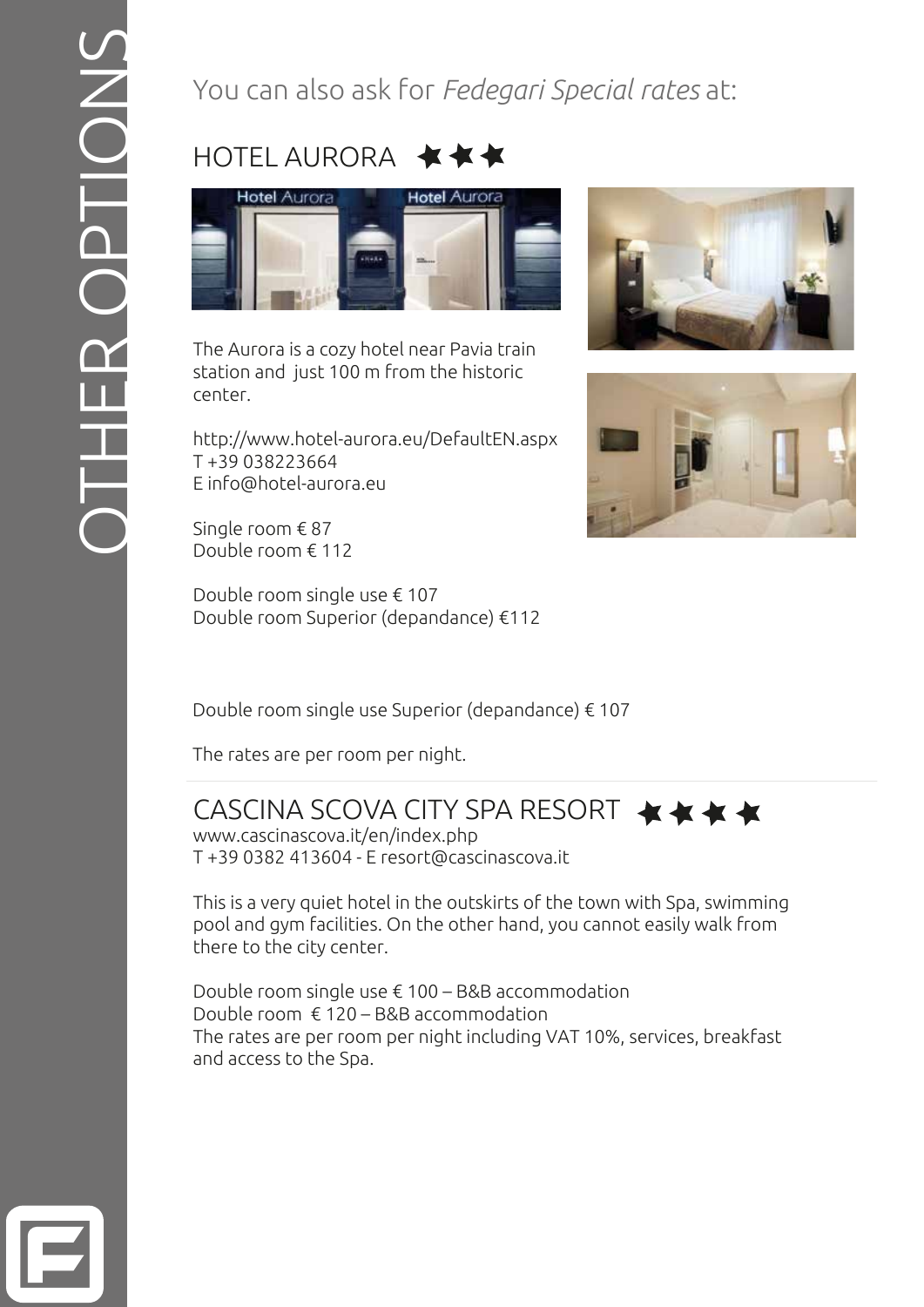# OTHER OPTIONS

You can also ask for *Fedegari Special rates* at:

## HOTEL AURORA ★★★

The Aurora is a cozy hotel near Pavia train station and just 100 m from the historic center.

http://www.hotel-aurora.eu/DefaultEN.aspx
T +39 038223664
E info@hotel-aurora.eu

Single room € 87
Double room € 112

Double room single use € 107
Double room Superior (depandance) €112

Double room single use Superior (depandance) € 107

The rates are per room per night.

## CASCINA SCOVA CITY SPA RESORT ★★★★

www.cascinascova.it/en/index.php
T +39 0382 413604 - E resort@cascinascova.it

This is a very quiet hotel in the outskirts of the town with Spa, swimming pool and gym facilities. On the other hand, you cannot easily walk from there to the city center.

Double room single use € 100 – B&B accommodation
Double room € 120 – B&B accommodation
The rates are per room per night including VAT 10%, services, breakfast and access to the Spa.